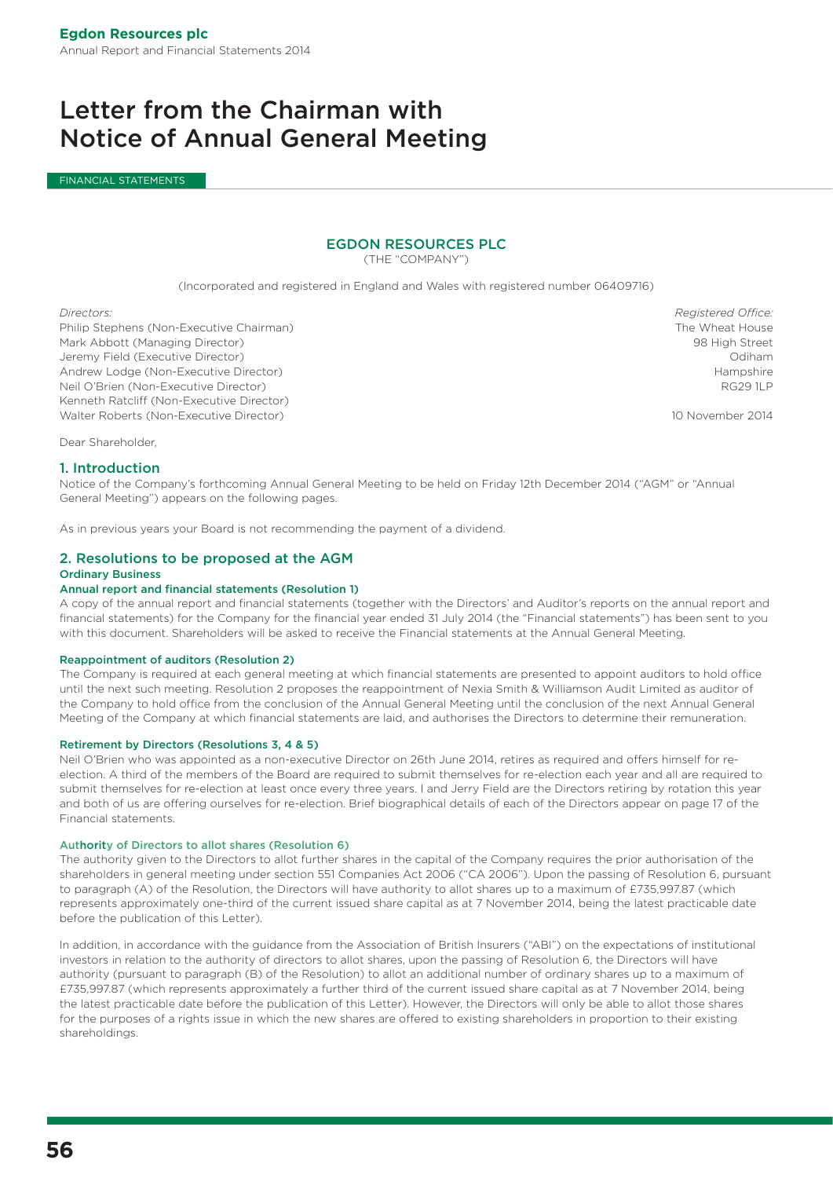# Letter from the Chairman with Notice of Annual General Meeting

FINANCIAL STATEMENTS

## EGDON RESOURCES PLC

(THE "COMPANY")

(Incorporated and registered in England and Wales with registered number 06409716)

*Directors:*
Philip Stephens (Non-Executive Chairman)
Mark Abbott (Managing Director)
Jeremy Field (Executive Director)
Andrew Lodge (Non-Executive Director)
Neil O'Brien (Non-Executive Director)
Kenneth Ratcliff (Non-Executive Director)
Walter Roberts (Non-Executive Director)

*Registered Office:*
The Wheat House
98 High Street
Odiham
Hampshire
RG29 1LP

10 November 2014

Dear Shareholder,

## 1. Introduction

Notice of the Company's forthcoming Annual General Meeting to be held on Friday 12th December 2014 ("AGM" or "Annual General Meeting") appears on the following pages.

As in previous years your Board is not recommending the payment of a dividend.

## 2. Resolutions to be proposed at the AGM

### Ordinary Business

#### Annual report and financial statements (Resolution 1)

A copy of the annual report and financial statements (together with the Directors' and Auditor's reports on the annual report and financial statements) for the Company for the financial year ended 31 July 2014 (the "Financial statements") has been sent to you with this document. Shareholders will be asked to receive the Financial statements at the Annual General Meeting.

#### Reappointment of auditors (Resolution 2)

The Company is required at each general meeting at which financial statements are presented to appoint auditors to hold office until the next such meeting. Resolution 2 proposes the reappointment of Nexia Smith & Williamson Audit Limited as auditor of the Company to hold office from the conclusion of the Annual General Meeting until the conclusion of the next Annual General Meeting of the Company at which financial statements are laid, and authorises the Directors to determine their remuneration.

#### Retirement by Directors (Resolutions 3, 4 & 5)

Neil O'Brien who was appointed as a non-executive Director on 26th June 2014, retires as required and offers himself for re-election. A third of the members of the Board are required to submit themselves for re-election each year and all are required to submit themselves for re-election at least once every three years. I and Jerry Field are the Directors retiring by rotation this year and both of us are offering ourselves for re-election. Brief biographical details of each of the Directors appear on page 17 of the Financial statements.

#### Authority of Directors to allot shares (Resolution 6)

The authority given to the Directors to allot further shares in the capital of the Company requires the prior authorisation of the shareholders in general meeting under section 551 Companies Act 2006 ("CA 2006"). Upon the passing of Resolution 6, pursuant to paragraph (A) of the Resolution, the Directors will have authority to allot shares up to a maximum of £735,997.87 (which represents approximately one-third of the current issued share capital as at 7 November 2014, being the latest practicable date before the publication of this Letter).

In addition, in accordance with the guidance from the Association of British Insurers ("ABI") on the expectations of institutional investors in relation to the authority of directors to allot shares, upon the passing of Resolution 6, the Directors will have authority (pursuant to paragraph (B) of the Resolution) to allot an additional number of ordinary shares up to a maximum of £735,997.87 (which represents approximately a further third of the current issued share capital as at 7 November 2014, being the latest practicable date before the publication of this Letter). However, the Directors will only be able to allot those shares for the purposes of a rights issue in which the new shares are offered to existing shareholders in proportion to their existing shareholdings.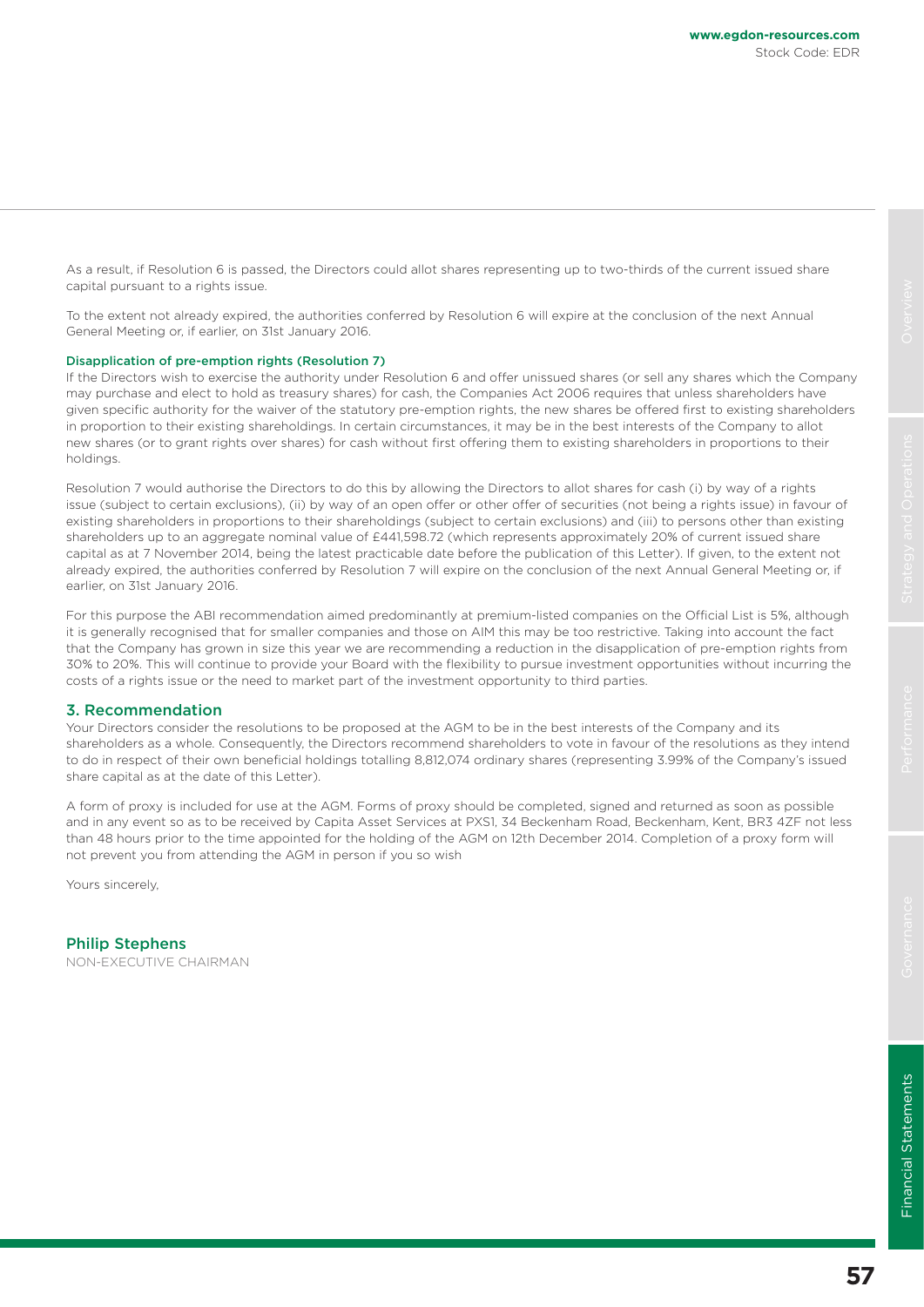As a result, if Resolution 6 is passed, the Directors could allot shares representing up to two-thirds of the current issued share capital pursuant to a rights issue.

To the extent not already expired, the authorities conferred by Resolution 6 will expire at the conclusion of the next Annual General Meeting or, if earlier, on 31st January 2016.

### Disapplication of pre-emption rights (Resolution 7)

If the Directors wish to exercise the authority under Resolution 6 and offer unissued shares (or sell any shares which the Company may purchase and elect to hold as treasury shares) for cash, the Companies Act 2006 requires that unless shareholders have given specific authority for the waiver of the statutory pre-emption rights, the new shares be offered first to existing shareholders in proportion to their existing shareholdings. In certain circumstances, it may be in the best interests of the Company to allot new shares (or to grant rights over shares) for cash without first offering them to existing shareholders in proportions to their holdings.

Resolution 7 would authorise the Directors to do this by allowing the Directors to allot shares for cash (i) by way of a rights issue (subject to certain exclusions), (ii) by way of an open offer or other offer of securities (not being a rights issue) in favour of existing shareholders in proportions to their shareholdings (subject to certain exclusions) and (iii) to persons other than existing shareholders up to an aggregate nominal value of £441,598.72 (which represents approximately 20% of current issued share capital as at 7 November 2014, being the latest practicable date before the publication of this Letter). If given, to the extent not already expired, the authorities conferred by Resolution 7 will expire on the conclusion of the next Annual General Meeting or, if earlier, on 31st January 2016.

For this purpose the ABI recommendation aimed predominantly at premium-listed companies on the Official List is 5%, although it is generally recognised that for smaller companies and those on AIM this may be too restrictive. Taking into account the fact that the Company has grown in size this year we are recommending a reduction in the disapplication of pre-emption rights from 30% to 20%. This will continue to provide your Board with the flexibility to pursue investment opportunities without incurring the costs of a rights issue or the need to market part of the investment opportunity to third parties.

## 3. Recommendation

Your Directors consider the resolutions to be proposed at the AGM to be in the best interests of the Company and its shareholders as a whole. Consequently, the Directors recommend shareholders to vote in favour of the resolutions as they intend to do in respect of their own beneficial holdings totalling 8,812,074 ordinary shares (representing 3.99% of the Company's issued share capital as at the date of this Letter).

A form of proxy is included for use at the AGM. Forms of proxy should be completed, signed and returned as soon as possible and in any event so as to be received by Capita Asset Services at PXS1, 34 Beckenham Road, Beckenham, Kent, BR3 4ZF not less than 48 hours prior to the time appointed for the holding of the AGM on 12th December 2014. Completion of a proxy form will not prevent you from attending the AGM in person if you so wish

Yours sincerely,

**Philip Stephens**
NON-EXECUTIVE CHAIRMAN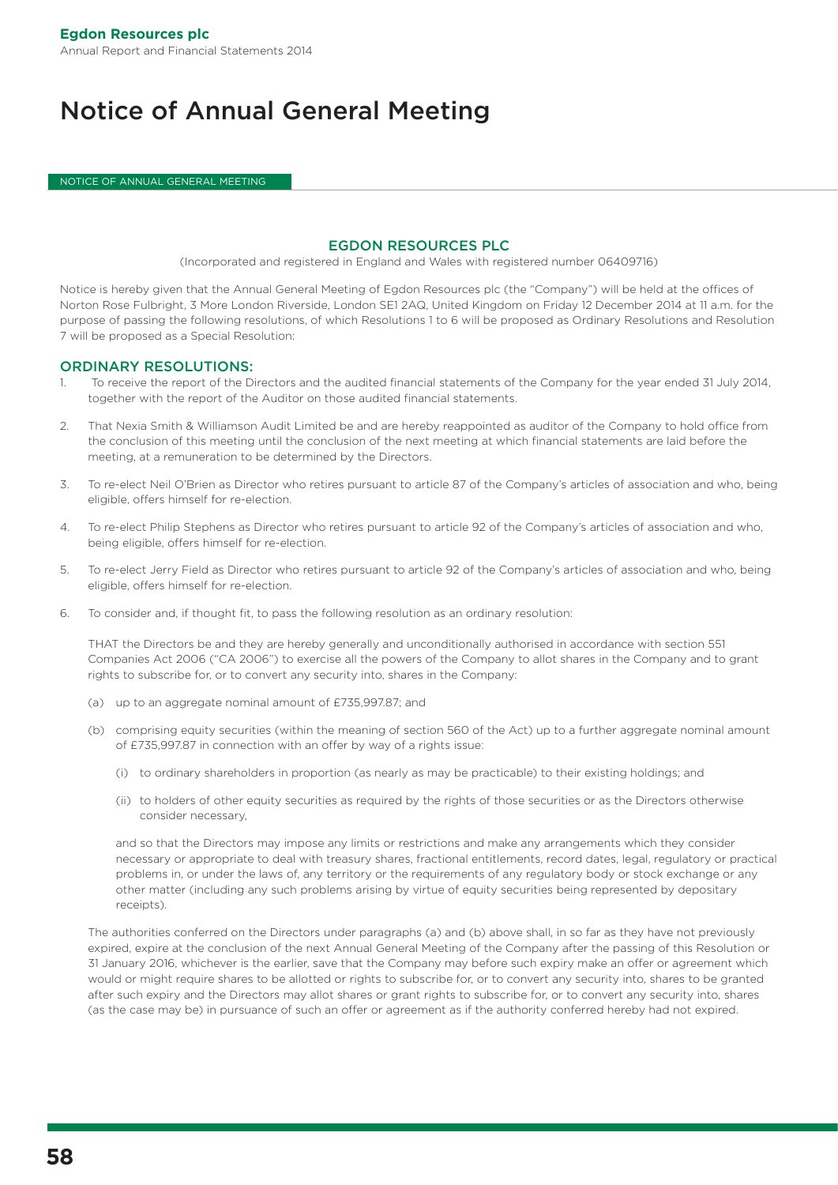# Notice of Annual General Meeting

NOTICE OF ANNUAL GENERAL MEETING

## EGDON RESOURCES PLC

(Incorporated and registered in England and Wales with registered number 06409716)

Notice is hereby given that the Annual General Meeting of Egdon Resources plc (the "Company") will be held at the offices of Norton Rose Fulbright, 3 More London Riverside, London SE1 2AQ, United Kingdom on Friday 12 December 2014 at 11 a.m. for the purpose of passing the following resolutions, of which Resolutions 1 to 6 will be proposed as Ordinary Resolutions and Resolution 7 will be proposed as a Special Resolution:

## ORDINARY RESOLUTIONS:

1. To receive the report of the Directors and the audited financial statements of the Company for the year ended 31 July 2014, together with the report of the Auditor on those audited financial statements.

2. That Nexia Smith & Williamson Audit Limited be and are hereby reappointed as auditor of the Company to hold office from the conclusion of this meeting until the conclusion of the next meeting at which financial statements are laid before the meeting, at a remuneration to be determined by the Directors.

3. To re-elect Neil O'Brien as Director who retires pursuant to article 87 of the Company's articles of association and who, being eligible, offers himself for re-election.

4. To re-elect Philip Stephens as Director who retires pursuant to article 92 of the Company's articles of association and who, being eligible, offers himself for re-election.

5. To re-elect Jerry Field as Director who retires pursuant to article 92 of the Company's articles of association and who, being eligible, offers himself for re-election.

6. To consider and, if thought fit, to pass the following resolution as an ordinary resolution:

   THAT the Directors be and they are hereby generally and unconditionally authorised in accordance with section 551 Companies Act 2006 ("CA 2006") to exercise all the powers of the Company to allot shares in the Company and to grant rights to subscribe for, or to convert any security into, shares in the Company:

   (a) up to an aggregate nominal amount of £735,997.87; and

   (b) comprising equity securities (within the meaning of section 560 of the Act) up to a further aggregate nominal amount of £735,997.87 in connection with an offer by way of a rights issue:

      (i) to ordinary shareholders in proportion (as nearly as may be practicable) to their existing holdings; and

      (ii) to holders of other equity securities as required by the rights of those securities or as the Directors otherwise consider necessary,

   and so that the Directors may impose any limits or restrictions and make any arrangements which they consider necessary or appropriate to deal with treasury shares, fractional entitlements, record dates, legal, regulatory or practical problems in, or under the laws of, any territory or the requirements of any regulatory body or stock exchange or any other matter (including any such problems arising by virtue of equity securities being represented by depositary receipts).

   The authorities conferred on the Directors under paragraphs (a) and (b) above shall, in so far as they have not previously expired, expire at the conclusion of the next Annual General Meeting of the Company after the passing of this Resolution or 31 January 2016, whichever is the earlier, save that the Company may before such expiry make an offer or agreement which would or might require shares to be allotted or rights to subscribe for, or to convert any security into, shares to be granted after such expiry and the Directors may allot shares or grant rights to subscribe for, or to convert any security into, shares (as the case may be) in pursuance of such an offer or agreement as if the authority conferred hereby had not expired.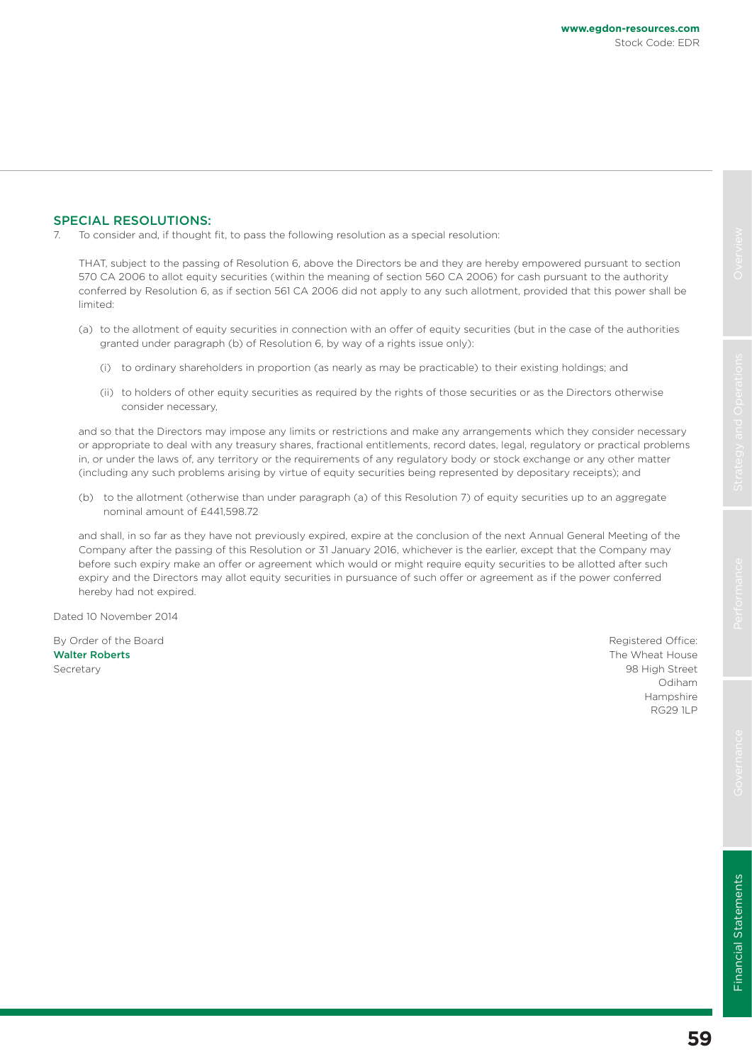## SPECIAL RESOLUTIONS:

7. To consider and, if thought fit, to pass the following resolution as a special resolution:

   THAT, subject to the passing of Resolution 6, above the Directors be and they are hereby empowered pursuant to section 570 CA 2006 to allot equity securities (within the meaning of section 560 CA 2006) for cash pursuant to the authority conferred by Resolution 6, as if section 561 CA 2006 did not apply to any such allotment, provided that this power shall be limited:

   (a) to the allotment of equity securities in connection with an offer of equity securities (but in the case of the authorities granted under paragraph (b) of Resolution 6, by way of a rights issue only):

      (i) to ordinary shareholders in proportion (as nearly as may be practicable) to their existing holdings; and

      (ii) to holders of other equity securities as required by the rights of those securities or as the Directors otherwise consider necessary,

   and so that the Directors may impose any limits or restrictions and make any arrangements which they consider necessary or appropriate to deal with any treasury shares, fractional entitlements, record dates, legal, regulatory or practical problems in, or under the laws of, any territory or the requirements of any regulatory body or stock exchange or any other matter (including any such problems arising by virtue of equity securities being represented by depositary receipts); and

   (b) to the allotment (otherwise than under paragraph (a) of this Resolution 7) of equity securities up to an aggregate nominal amount of £441,598.72

   and shall, in so far as they have not previously expired, expire at the conclusion of the next Annual General Meeting of the Company after the passing of this Resolution or 31 January 2016, whichever is the earlier, except that the Company may before such expiry make an offer or agreement which would or might require equity securities to be allotted after such expiry and the Directors may allot equity securities in pursuance of such offer or agreement as if the power conferred hereby had not expired.

Dated 10 November 2014

By Order of the Board
Walter Roberts
Secretary

Registered Office:
The Wheat House
98 High Street
Odiham
Hampshire
RG29 1LP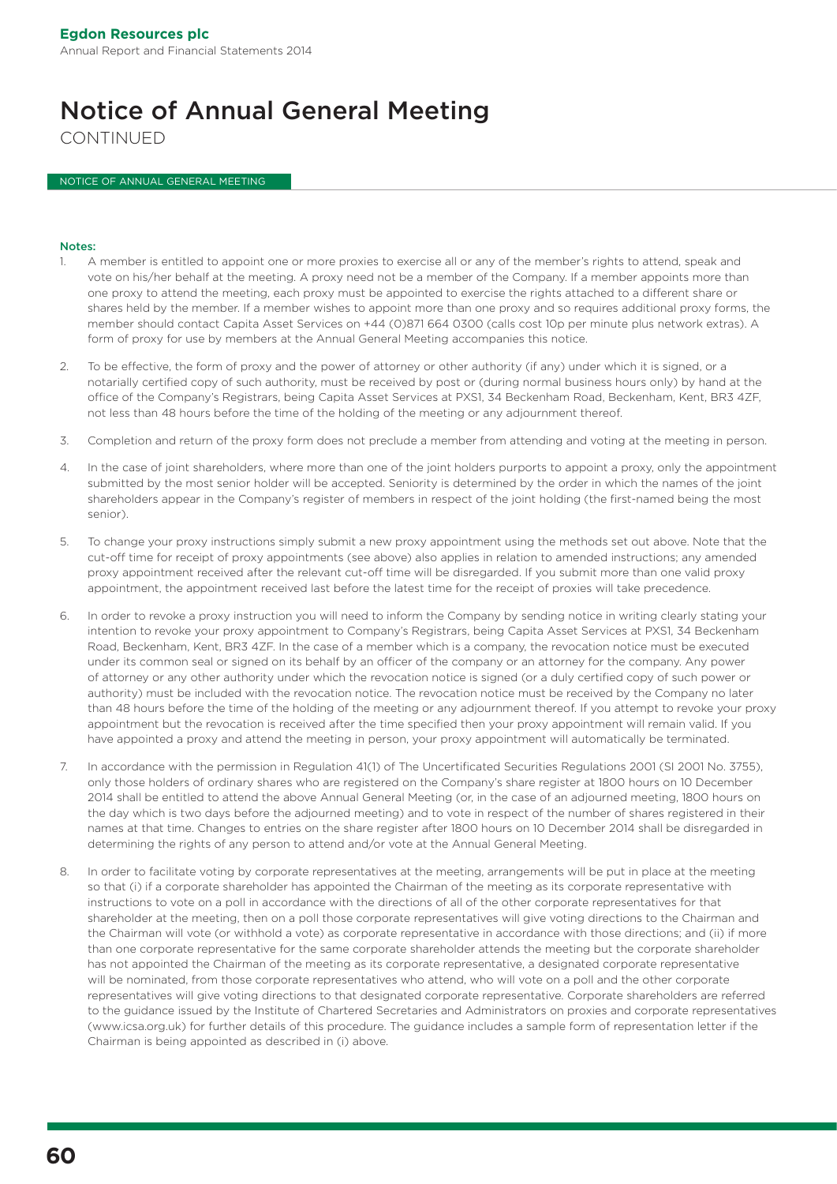# Notice of Annual General Meeting

CONTINUED

NOTICE OF ANNUAL GENERAL MEETING

**Notes:**

1. A member is entitled to appoint one or more proxies to exercise all or any of the member's rights to attend, speak and vote on his/her behalf at the meeting. A proxy need not be a member of the Company. If a member appoints more than one proxy to attend the meeting, each proxy must be appointed to exercise the rights attached to a different share or shares held by the member. If a member wishes to appoint more than one proxy and so requires additional proxy forms, the member should contact Capita Asset Services on +44 (0)871 664 0300 (calls cost 10p per minute plus network extras). A form of proxy for use by members at the Annual General Meeting accompanies this notice.

2. To be effective, the form of proxy and the power of attorney or other authority (if any) under which it is signed, or a notarially certified copy of such authority, must be received by post or (during normal business hours only) by hand at the office of the Company's Registrars, being Capita Asset Services at PXS1, 34 Beckenham Road, Beckenham, Kent, BR3 4ZF, not less than 48 hours before the time of the holding of the meeting or any adjournment thereof.

3. Completion and return of the proxy form does not preclude a member from attending and voting at the meeting in person.

4. In the case of joint shareholders, where more than one of the joint holders purports to appoint a proxy, only the appointment submitted by the most senior holder will be accepted. Seniority is determined by the order in which the names of the joint shareholders appear in the Company's register of members in respect of the joint holding (the first-named being the most senior).

5. To change your proxy instructions simply submit a new proxy appointment using the methods set out above. Note that the cut-off time for receipt of proxy appointments (see above) also applies in relation to amended instructions; any amended proxy appointment received after the relevant cut-off time will be disregarded. If you submit more than one valid proxy appointment, the appointment received last before the latest time for the receipt of proxies will take precedence.

6. In order to revoke a proxy instruction you will need to inform the Company by sending notice in writing clearly stating your intention to revoke your proxy appointment to Company's Registrars, being Capita Asset Services at PXS1, 34 Beckenham Road, Beckenham, Kent, BR3 4ZF. In the case of a member which is a company, the revocation notice must be executed under its common seal or signed on its behalf by an officer of the company or an attorney for the company. Any power of attorney or any other authority under which the revocation notice is signed (or a duly certified copy of such power or authority) must be included with the revocation notice. The revocation notice must be received by the Company no later than 48 hours before the time of the holding of the meeting or any adjournment thereof. If you attempt to revoke your proxy appointment but the revocation is received after the time specified then your proxy appointment will remain valid. If you have appointed a proxy and attend the meeting in person, your proxy appointment will automatically be terminated.

7. In accordance with the permission in Regulation 41(1) of The Uncertificated Securities Regulations 2001 (SI 2001 No. 3755), only those holders of ordinary shares who are registered on the Company's share register at 1800 hours on 10 December 2014 shall be entitled to attend the above Annual General Meeting (or, in the case of an adjourned meeting, 1800 hours on the day which is two days before the adjourned meeting) and to vote in respect of the number of shares registered in their names at that time. Changes to entries on the share register after 1800 hours on 10 December 2014 shall be disregarded in determining the rights of any person to attend and/or vote at the Annual General Meeting.

8. In order to facilitate voting by corporate representatives at the meeting, arrangements will be put in place at the meeting so that (i) if a corporate shareholder has appointed the Chairman of the meeting as its corporate representative with instructions to vote on a poll in accordance with the directions of all of the other corporate representatives for that shareholder at the meeting, then on a poll those corporate representatives will give voting directions to the Chairman and the Chairman will vote (or withhold a vote) as corporate representative in accordance with those directions; and (ii) if more than one corporate representative for the same corporate shareholder attends the meeting but the corporate shareholder has not appointed the Chairman of the meeting as its corporate representative, a designated corporate representative will be nominated, from those corporate representatives who attend, who will vote on a poll and the other corporate representatives will give voting directions to that designated corporate representative. Corporate shareholders are referred to the guidance issued by the Institute of Chartered Secretaries and Administrators on proxies and corporate representatives (www.icsa.org.uk) for further details of this procedure. The guidance includes a sample form of representation letter if the Chairman is being appointed as described in (i) above.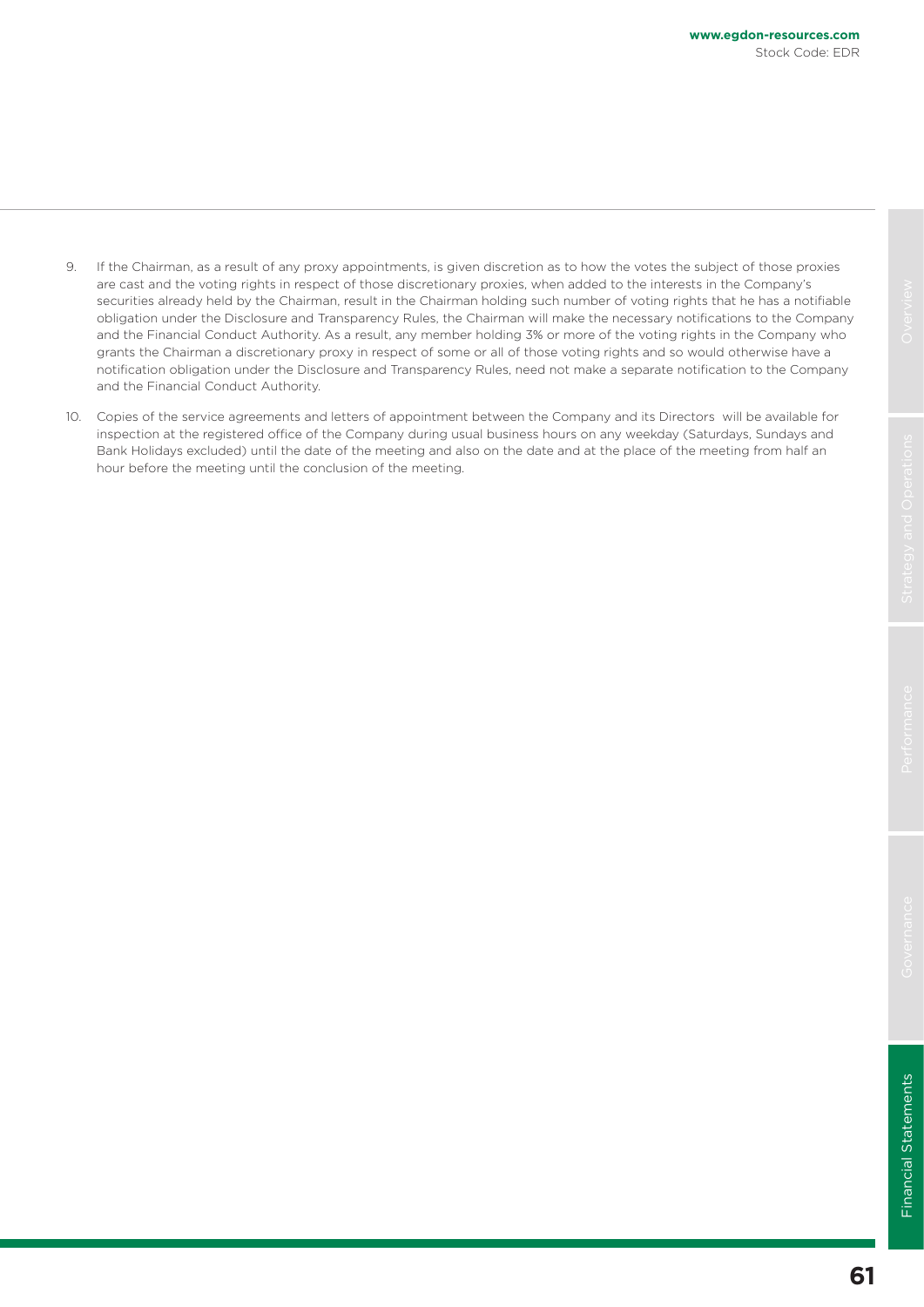9. If the Chairman, as a result of any proxy appointments, is given discretion as to how the votes the subject of those proxies are cast and the voting rights in respect of those discretionary proxies, when added to the interests in the Company's securities already held by the Chairman, result in the Chairman holding such number of voting rights that he has a notifiable obligation under the Disclosure and Transparency Rules, the Chairman will make the necessary notifications to the Company and the Financial Conduct Authority. As a result, any member holding 3% or more of the voting rights in the Company who grants the Chairman a discretionary proxy in respect of some or all of those voting rights and so would otherwise have a notification obligation under the Disclosure and Transparency Rules, need not make a separate notification to the Company and the Financial Conduct Authority.

10. Copies of the service agreements and letters of appointment between the Company and its Directors will be available for inspection at the registered office of the Company during usual business hours on any weekday (Saturdays, Sundays and Bank Holidays excluded) until the date of the meeting and also on the date and at the place of the meeting from half an hour before the meeting until the conclusion of the meeting.